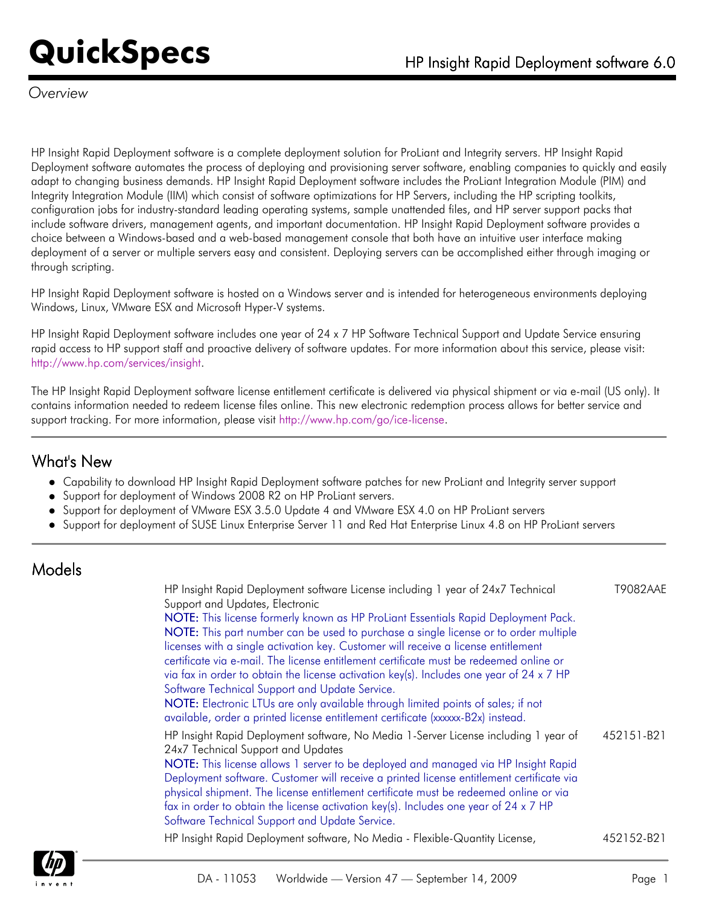# QuickSpecs

HP Insight Rapid Deployment software 6.0

*Overview*

HP Insight Rapid Deployment software is a complete deployment solution for ProLiant and Integrity servers. HP Insight Rapid Deployment software automates the process of deploying and provisioning server software, enabling companies to quickly and easily adapt to changing business demands. HP Insight Rapid Deployment software includes the ProLiant Integration Module (PIM) and Integrity Integration Module (IIM) which consist of software optimizations for HP Servers, including the HP scripting toolkits, configuration jobs for industry-standard leading operating systems, sample unattended files, and HP server support packs that include software drivers, management agents, and important documentation. HP Insight Rapid Deployment software provides a choice between a Windows-based and a web-based management console that both have an intuitive user interface making deployment of a server or multiple servers easy and consistent. Deploying servers can be accomplished either through imaging or through scripting.

HP Insight Rapid Deployment software is hosted on a Windows server and is intended for heterogeneous environments deploying Windows, Linux, VMware ESX and Microsoft Hyper-V systems.

HP Insight Rapid Deployment software includes one year of 24 x 7 HP Software Technical Support and Update Service ensuring rapid access to HP support staff and proactive delivery of software updates. For more information about this service, please visit: http://www.hp.com/services/insight.

The HP Insight Rapid Deployment software license entitlement certificate is delivered via physical shipment or via e-mail (US only). It contains information needed to redeem license files online. This new electronic redemption process allows for better service and support tracking. For more information, please visit http://www.hp.com/go/ice-license.

## What's New

- Capability to download HP Insight Rapid Deployment software patches for new ProLiant and Integrity server support
- Support for deployment of Windows 2008 R2 on HP ProLiant servers.
- Support for deployment of VMware ESX 3.5.0 Update 4 and VMware ESX 4.0 on HP ProLiant servers
- Support for deployment of SUSE Linux Enterprise Server 11 and Red Hat Enterprise Linux 4.8 on HP ProLiant servers

## Models

| Description | Part Number |
|---|---|
| HP Insight Rapid Deployment software License including 1 year of 24x7 Technical Support and Updates, Electronic<br>**NOTE:** This license formerly known as HP ProLiant Essentials Rapid Deployment Pack.<br>**NOTE:** This part number can be used to purchase a single license or to order multiple licenses with a single activation key. Customer will receive a license entitlement certificate via e-mail. The license entitlement certificate must be redeemed online or via fax in order to obtain the license activation key(s). Includes one year of 24 x 7 HP Software Technical Support and Update Service.<br>**NOTE:** Electronic LTUs are only available through limited points of sales; if not available, order a printed license entitlement certificate (xxxxxx-B2x) instead. | T9082AAE |
| HP Insight Rapid Deployment software, No Media 1-Server License including 1 year of 24x7 Technical Support and Updates<br>**NOTE:** This license allows 1 server to be deployed and managed via HP Insight Rapid Deployment software. Customer will receive a printed license entitlement certificate via physical shipment. The license entitlement certificate must be redeemed online or via fax in order to obtain the license activation key(s). Includes one year of 24 x 7 HP Software Technical Support and Update Service. | 452151-B21 |
| HP Insight Rapid Deployment software, No Media - Flexible-Quantity License, | 452152-B21 |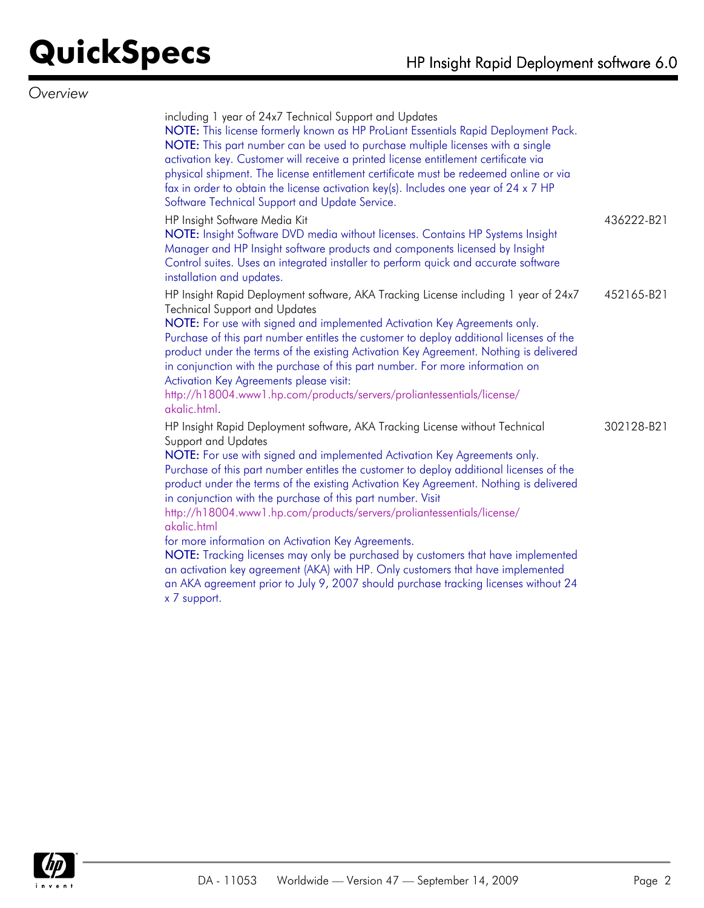*Overview*

| | |
|---|---|
| including 1 year of 24x7 Technical Support and Updates<br>**NOTE:** This license formerly known as HP ProLiant Essentials Rapid Deployment Pack.<br>**NOTE:** This part number can be used to purchase multiple licenses with a single activation key. Customer will receive a printed license entitlement certificate via physical shipment. The license entitlement certificate must be redeemed online or via fax in order to obtain the license activation key(s). Includes one year of 24 x 7 HP Software Technical Support and Update Service. | |
| HP Insight Software Media Kit<br>**NOTE:** Insight Software DVD media without licenses. Contains HP Systems Insight Manager and HP Insight software products and components licensed by Insight Control suites. Uses an integrated installer to perform quick and accurate software installation and updates. | 436222-B21 |
| HP Insight Rapid Deployment software, AKA Tracking License including 1 year of 24x7 Technical Support and Updates<br>**NOTE:** For use with signed and implemented Activation Key Agreements only. Purchase of this part number entitles the customer to deploy additional licenses of the product under the terms of the existing Activation Key Agreement. Nothing is delivered in conjunction with the purchase of this part number. For more information on Activation Key Agreements please visit: http://h18004.www1.hp.com/products/servers/proliantessentials/license/akalic.html. | 452165-B21 |
| HP Insight Rapid Deployment software, AKA Tracking License without Technical Support and Updates<br>**NOTE:** For use with signed and implemented Activation Key Agreements only. Purchase of this part number entitles the customer to deploy additional licenses of the product under the terms of the existing Activation Key Agreement. Nothing is delivered in conjunction with the purchase of this part number. Visit http://h18004.www1.hp.com/products/servers/proliantessentials/license/akalic.html for more information on Activation Key Agreements.<br>**NOTE:** Tracking licenses may only be purchased by customers that have implemented an activation key agreement (AKA) with HP. Only customers that have implemented an AKA agreement prior to July 9, 2007 should purchase tracking licenses without 24 x 7 support. | 302128-B21 |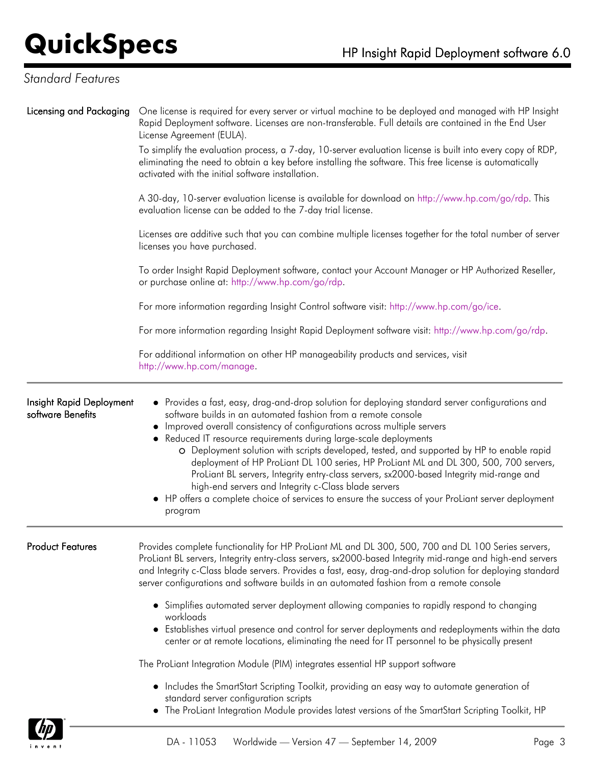## Standard Features

### Licensing and Packaging

One license is required for every server or virtual machine to be deployed and managed with HP Insight Rapid Deployment software. Licenses are non-transferable. Full details are contained in the End User License Agreement (EULA).

To simplify the evaluation process, a 7-day, 10-server evaluation license is built into every copy of RDP, eliminating the need to obtain a key before installing the software. This free license is automatically activated with the initial software installation.

A 30-day, 10-server evaluation license is available for download on http://www.hp.com/go/rdp. This evaluation license can be added to the 7-day trial license.

Licenses are additive such that you can combine multiple licenses together for the total number of server licenses you have purchased.

To order Insight Rapid Deployment software, contact your Account Manager or HP Authorized Reseller, or purchase online at: http://www.hp.com/go/rdp.

For more information regarding Insight Control software visit: http://www.hp.com/go/ice.

For more information regarding Insight Rapid Deployment software visit: http://www.hp.com/go/rdp.

For additional information on other HP manageability products and services, visit http://www.hp.com/manage.

### Insight Rapid Deployment software Benefits

- Provides a fast, easy, drag-and-drop solution for deploying standard server configurations and software builds in an automated fashion from a remote console
- Improved overall consistency of configurations across multiple servers
- Reduced IT resource requirements during large-scale deployments
  - Deployment solution with scripts developed, tested, and supported by HP to enable rapid deployment of HP ProLiant DL 100 series, HP ProLiant ML and DL 300, 500, 700 servers, ProLiant BL servers, Integrity entry-class servers, sx2000-based Integrity mid-range and high-end servers and Integrity c-Class blade servers
- HP offers a complete choice of services to ensure the success of your ProLiant server deployment program

### Product Features

Provides complete functionality for HP ProLiant ML and DL 300, 500, 700 and DL 100 Series servers, ProLiant BL servers, Integrity entry-class servers, sx2000-based Integrity mid-range and high-end servers and Integrity c-Class blade servers. Provides a fast, easy, drag-and-drop solution for deploying standard server configurations and software builds in an automated fashion from a remote console

- Simplifies automated server deployment allowing companies to rapidly respond to changing workloads
- Establishes virtual presence and control for server deployments and redeployments within the data center or at remote locations, eliminating the need for IT personnel to be physically present

The ProLiant Integration Module (PIM) integrates essential HP support software

- Includes the SmartStart Scripting Toolkit, providing an easy way to automate generation of standard server configuration scripts
- The ProLiant Integration Module provides latest versions of the SmartStart Scripting Toolkit, HP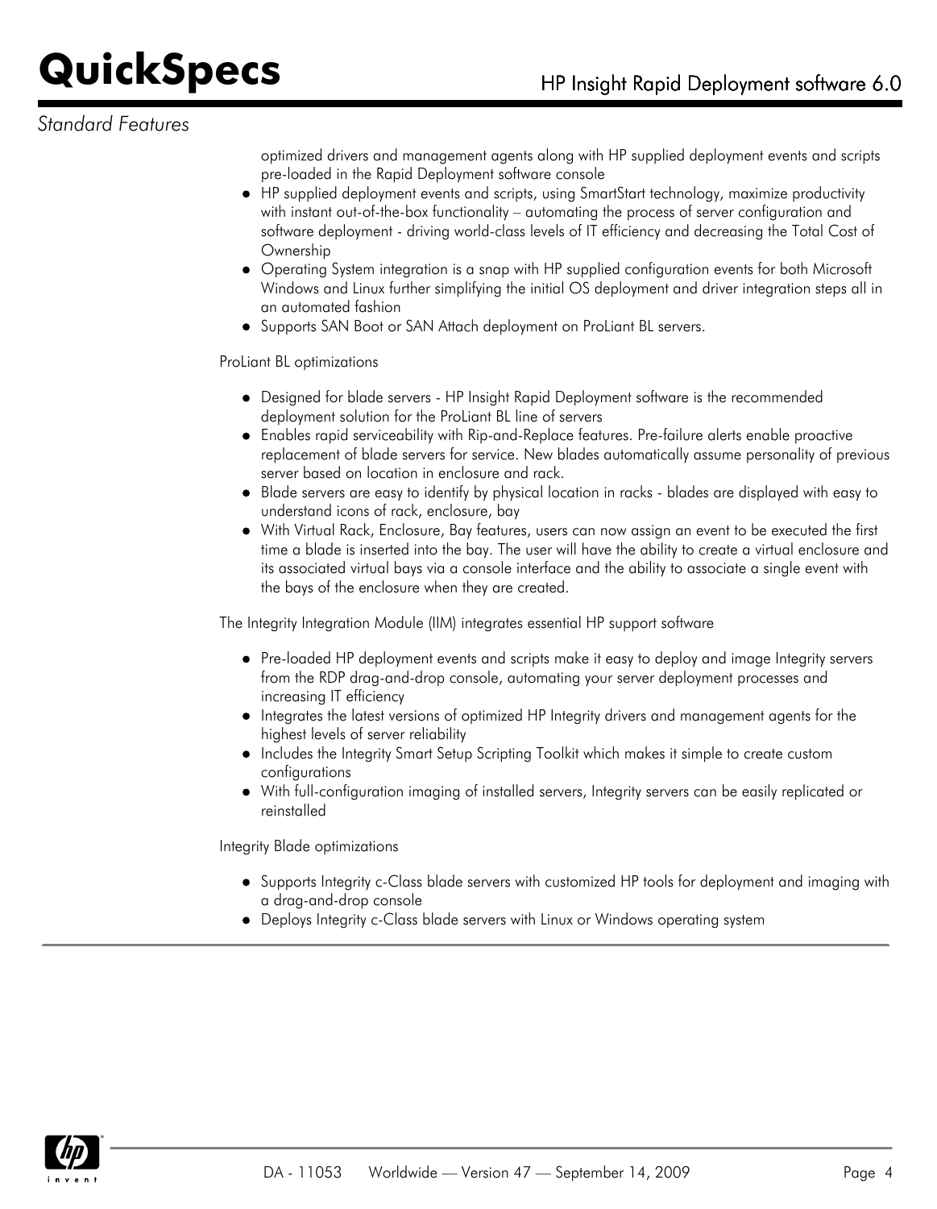## Standard Features

optimized drivers and management agents along with HP supplied deployment events and scripts pre-loaded in the Rapid Deployment software console

- HP supplied deployment events and scripts, using SmartStart technology, maximize productivity with instant out-of-the-box functionality – automating the process of server configuration and software deployment - driving world-class levels of IT efficiency and decreasing the Total Cost of Ownership
- Operating System integration is a snap with HP supplied configuration events for both Microsoft Windows and Linux further simplifying the initial OS deployment and driver integration steps all in an automated fashion
- Supports SAN Boot or SAN Attach deployment on ProLiant BL servers.

ProLiant BL optimizations

- Designed for blade servers - HP Insight Rapid Deployment software is the recommended deployment solution for the ProLiant BL line of servers
- Enables rapid serviceability with Rip-and-Replace features. Pre-failure alerts enable proactive replacement of blade servers for service. New blades automatically assume personality of previous server based on location in enclosure and rack.
- Blade servers are easy to identify by physical location in racks - blades are displayed with easy to understand icons of rack, enclosure, bay
- With Virtual Rack, Enclosure, Bay features, users can now assign an event to be executed the first time a blade is inserted into the bay. The user will have the ability to create a virtual enclosure and its associated virtual bays via a console interface and the ability to associate a single event with the bays of the enclosure when they are created.

The Integrity Integration Module (IIM) integrates essential HP support software

- Pre-loaded HP deployment events and scripts make it easy to deploy and image Integrity servers from the RDP drag-and-drop console, automating your server deployment processes and increasing IT efficiency
- Integrates the latest versions of optimized HP Integrity drivers and management agents for the highest levels of server reliability
- Includes the Integrity Smart Setup Scripting Toolkit which makes it simple to create custom configurations
- With full-configuration imaging of installed servers, Integrity servers can be easily replicated or reinstalled

Integrity Blade optimizations

- Supports Integrity c-Class blade servers with customized HP tools for deployment and imaging with a drag-and-drop console
- Deploys Integrity c-Class blade servers with Linux or Windows operating system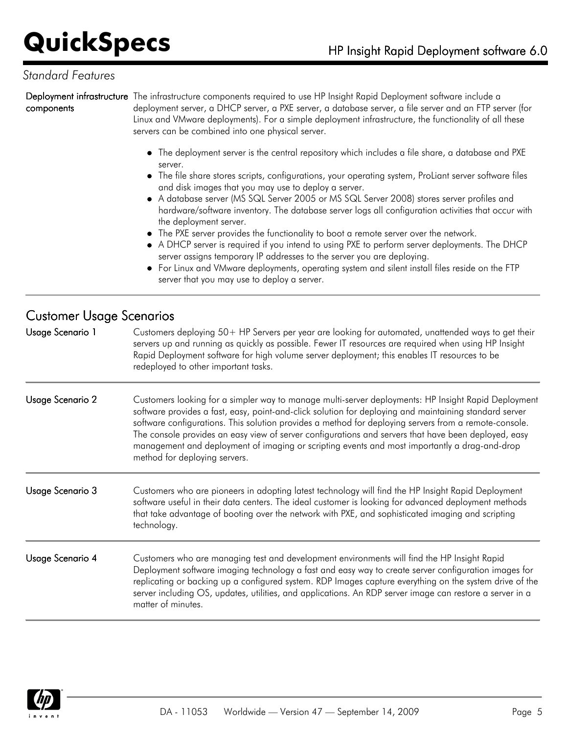*Standard Features*

**Deployment infrastructure components**

The infrastructure components required to use HP Insight Rapid Deployment software include a deployment server, a DHCP server, a PXE server, a database server, a file server and an FTP server (for Linux and VMware deployments). For a simple deployment infrastructure, the functionality of all these servers can be combined into one physical server.

- The deployment server is the central repository which includes a file share, a database and PXE server.
- The file share stores scripts, configurations, your operating system, ProLiant server software files and disk images that you may use to deploy a server.
- A database server (MS SQL Server 2005 or MS SQL Server 2008) stores server profiles and hardware/software inventory. The database server logs all configuration activities that occur with the deployment server.
- The PXE server provides the functionality to boot a remote server over the network.
- A DHCP server is required if you intend to using PXE to perform server deployments. The DHCP server assigns temporary IP addresses to the server you are deploying.
- For Linux and VMware deployments, operating system and silent install files reside on the FTP server that you may use to deploy a server.

## Customer Usage Scenarios

**Usage Scenario 1**

Customers deploying 50+ HP Servers per year are looking for automated, unattended ways to get their servers up and running as quickly as possible. Fewer IT resources are required when using HP Insight Rapid Deployment software for high volume server deployment; this enables IT resources to be redeployed to other important tasks.

**Usage Scenario 2**

Customers looking for a simpler way to manage multi-server deployments: HP Insight Rapid Deployment software provides a fast, easy, point-and-click solution for deploying and maintaining standard server software configurations. This solution provides a method for deploying servers from a remote-console. The console provides an easy view of server configurations and servers that have been deployed, easy management and deployment of imaging or scripting events and most importantly a drag-and-drop method for deploying servers.

**Usage Scenario 3**

Customers who are pioneers in adopting latest technology will find the HP Insight Rapid Deployment software useful in their data centers. The ideal customer is looking for advanced deployment methods that take advantage of booting over the network with PXE, and sophisticated imaging and scripting technology.

**Usage Scenario 4**

Customers who are managing test and development environments will find the HP Insight Rapid Deployment software imaging technology a fast and easy way to create server configuration images for replicating or backing up a configured system. RDP Images capture everything on the system drive of the server including OS, updates, utilities, and applications. An RDP server image can restore a server in a matter of minutes.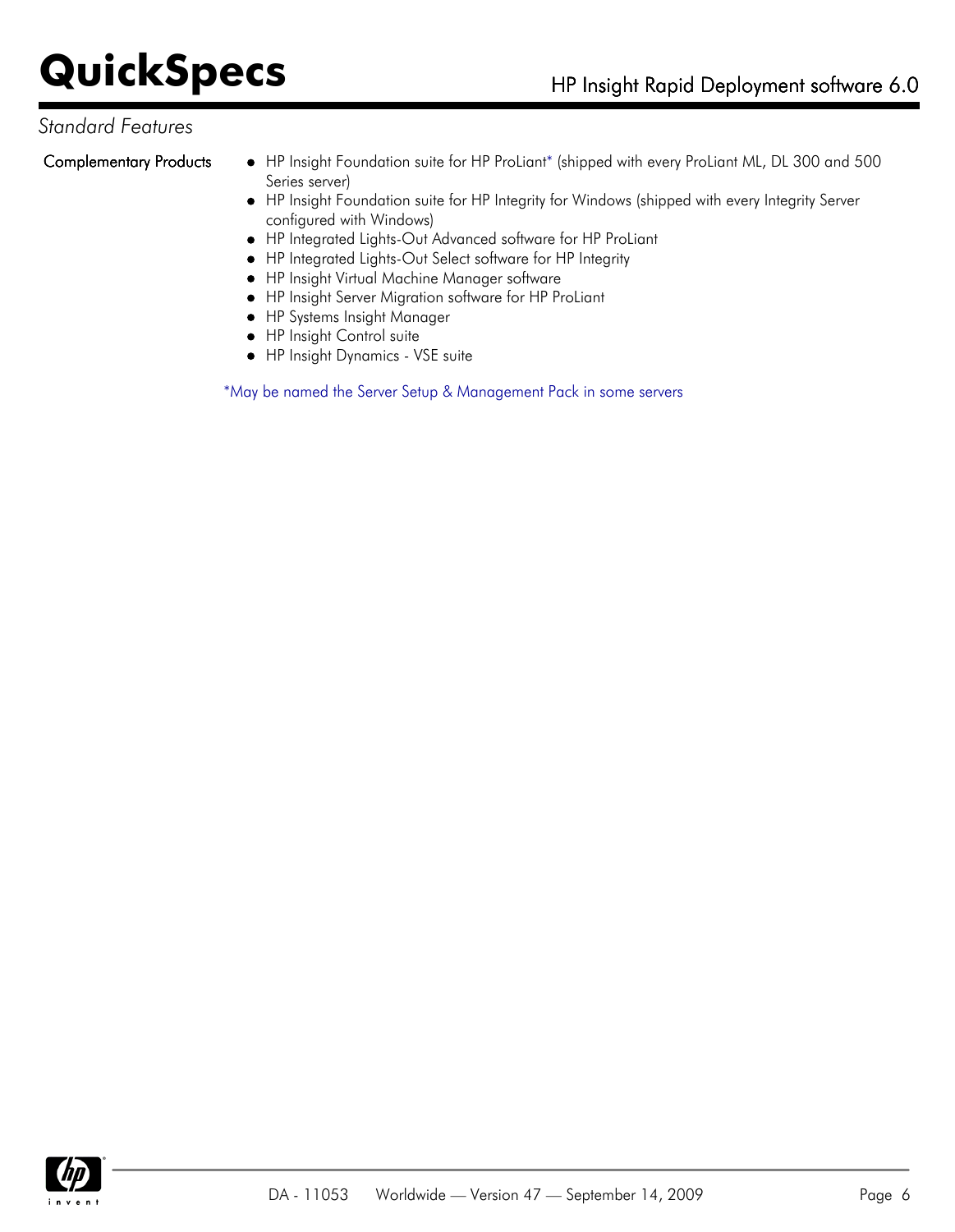*Standard Features*

**Complementary Products**

- HP Insight Foundation suite for HP ProLiant* (shipped with every ProLiant ML, DL 300 and 500 Series server)
- HP Insight Foundation suite for HP Integrity for Windows (shipped with every Integrity Server configured with Windows)
- HP Integrated Lights-Out Advanced software for HP ProLiant
- HP Integrated Lights-Out Select software for HP Integrity
- HP Insight Virtual Machine Manager software
- HP Insight Server Migration software for HP ProLiant
- HP Systems Insight Manager
- HP Insight Control suite
- HP Insight Dynamics - VSE suite

*May be named the Server Setup & Management Pack in some servers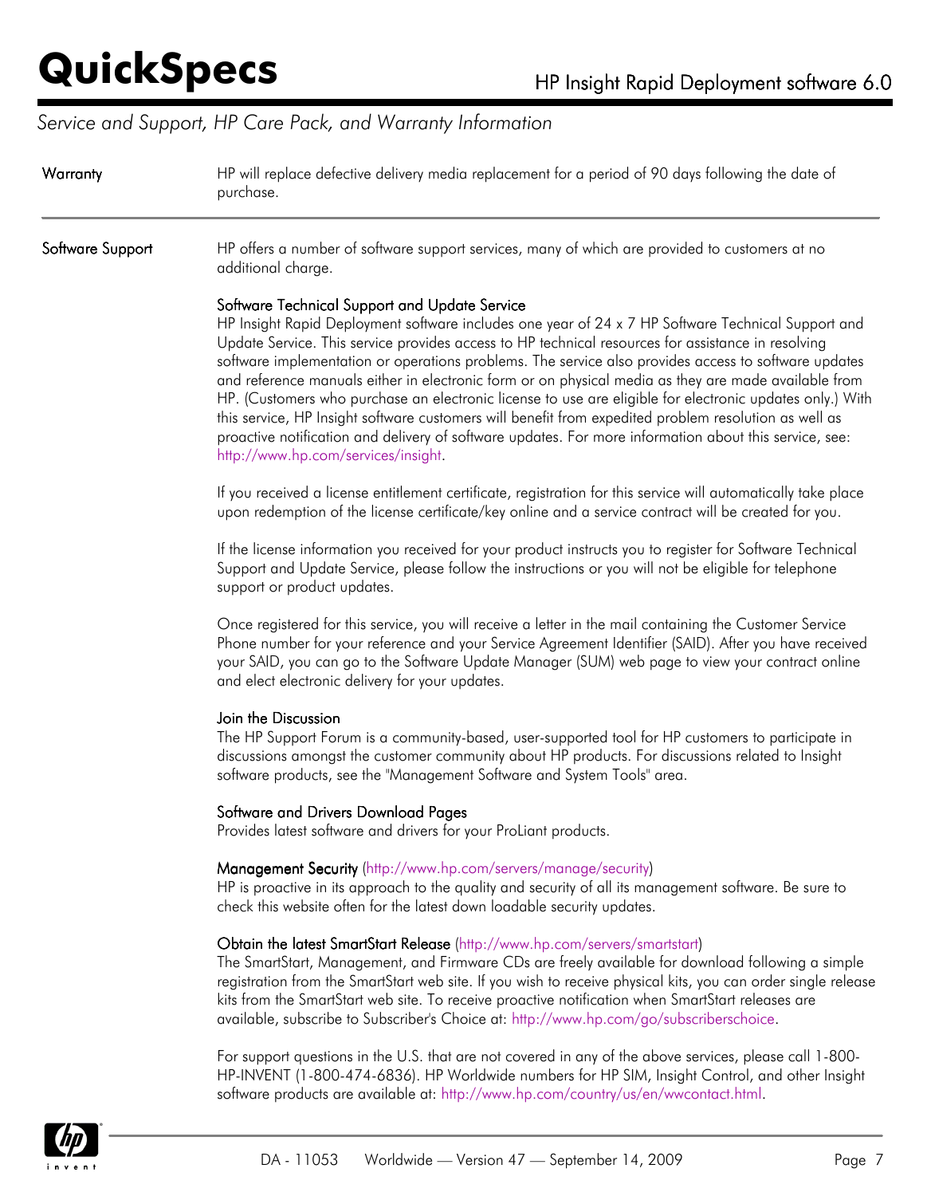## Service and Support, HP Care Pack, and Warranty Information

**Warranty**

HP will replace defective delivery media replacement for a period of 90 days following the date of purchase.

---

**Software Support**

HP offers a number of software support services, many of which are provided to customers at no additional charge.

### Software Technical Support and Update Service

HP Insight Rapid Deployment software includes one year of 24 x 7 HP Software Technical Support and Update Service. This service provides access to HP technical resources for assistance in resolving software implementation or operations problems. The service also provides access to software updates and reference manuals either in electronic form or on physical media as they are made available from HP. (Customers who purchase an electronic license to use are eligible for electronic updates only.) With this service, HP Insight software customers will benefit from expedited problem resolution as well as proactive notification and delivery of software updates. For more information about this service, see: http://www.hp.com/services/insight.

If you received a license entitlement certificate, registration for this service will automatically take place upon redemption of the license certificate/key online and a service contract will be created for you.

If the license information you received for your product instructs you to register for Software Technical Support and Update Service, please follow the instructions or you will not be eligible for telephone support or product updates.

Once registered for this service, you will receive a letter in the mail containing the Customer Service Phone number for your reference and your Service Agreement Identifier (SAID). After you have received your SAID, you can go to the Software Update Manager (SUM) web page to view your contract online and elect electronic delivery for your updates.

### Join the Discussion

The HP Support Forum is a community-based, user-supported tool for HP customers to participate in discussions amongst the customer community about HP products. For discussions related to Insight software products, see the "Management Software and System Tools" area.

### Software and Drivers Download Pages

Provides latest software and drivers for your ProLiant products.

### Management Security (http://www.hp.com/servers/manage/security)

HP is proactive in its approach to the quality and security of all its management software. Be sure to check this website often for the latest down loadable security updates.

### Obtain the latest SmartStart Release (http://www.hp.com/servers/smartstart)

The SmartStart, Management, and Firmware CDs are freely available for download following a simple registration from the SmartStart web site. If you wish to receive physical kits, you can order single release kits from the SmartStart web site. To receive proactive notification when SmartStart releases are available, subscribe to Subscriber's Choice at: http://www.hp.com/go/subscriberschoice.

For support questions in the U.S. that are not covered in any of the above services, please call 1-800-HP-INVENT (1-800-474-6836). HP Worldwide numbers for HP SIM, Insight Control, and other Insight software products are available at: http://www.hp.com/country/us/en/wwcontact.html.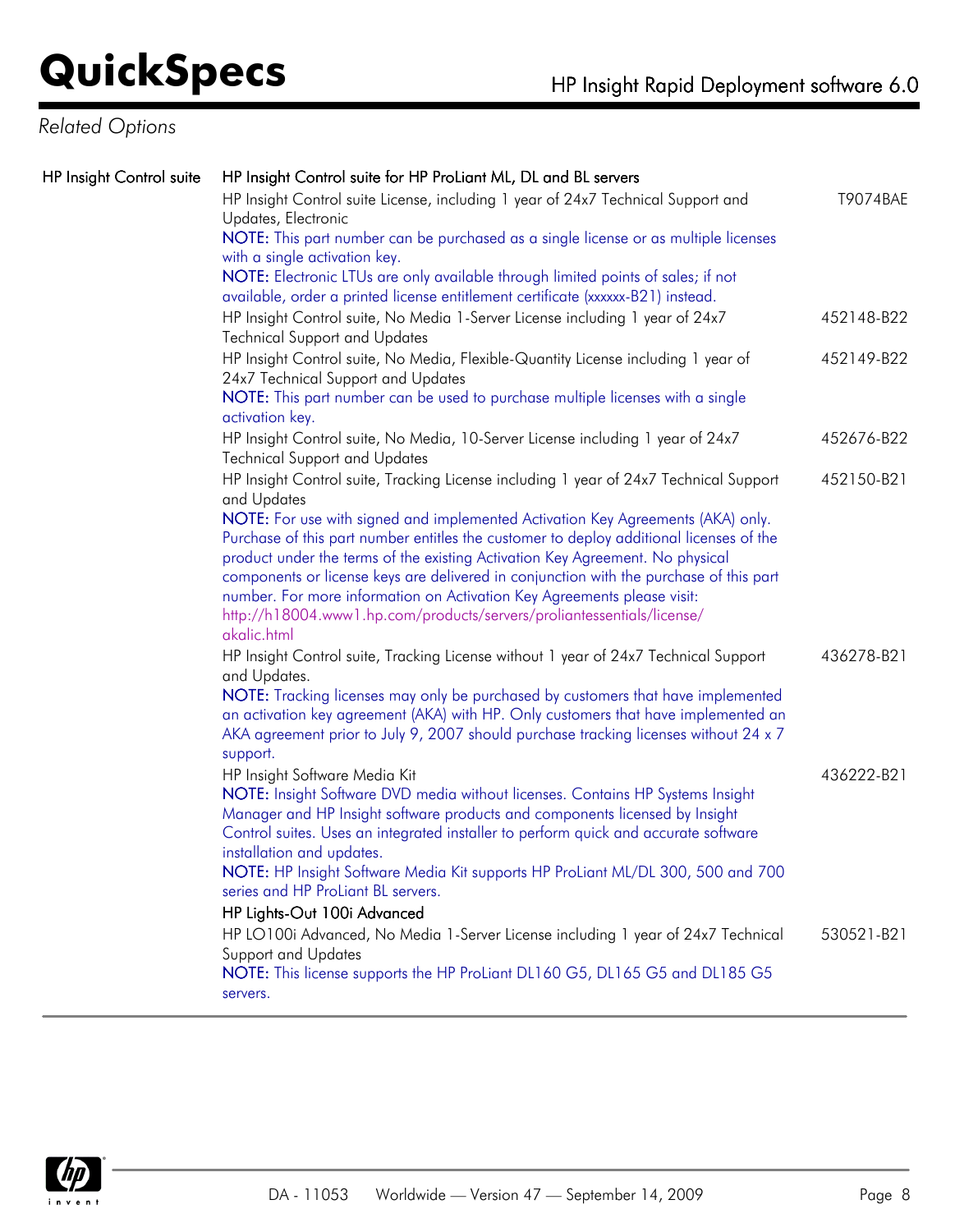## Related Options

| | | |
|---|---|---|
| HP Insight Control suite | **HP Insight Control suite for HP ProLiant ML, DL and BL servers** | |
| | HP Insight Control suite License, including 1 year of 24x7 Technical Support and Updates, Electronic<br>**NOTE:** This part number can be purchased as a single license or as multiple licenses with a single activation key.<br>**NOTE:** Electronic LTUs are only available through limited points of sales; if not available, order a printed license entitlement certificate (xxxxxx-B21) instead. | T9074BAE |
| | HP Insight Control suite, No Media 1-Server License including 1 year of 24x7 Technical Support and Updates | 452148-B22 |
| | HP Insight Control suite, No Media, Flexible-Quantity License including 1 year of 24x7 Technical Support and Updates<br>**NOTE:** This part number can be used to purchase multiple licenses with a single activation key. | 452149-B22 |
| | HP Insight Control suite, No Media, 10-Server License including 1 year of 24x7 Technical Support and Updates | 452676-B22 |
| | HP Insight Control suite, Tracking License including 1 year of 24x7 Technical Support and Updates<br>**NOTE:** For use with signed and implemented Activation Key Agreements (AKA) only. Purchase of this part number entitles the customer to deploy additional licenses of the product under the terms of the existing Activation Key Agreement. No physical components or license keys are delivered in conjunction with the purchase of this part number. For more information on Activation Key Agreements please visit: http://h18004.www1.hp.com/products/servers/proliantessentials/license/akalic.html | 452150-B21 |
| | HP Insight Control suite, Tracking License without 1 year of 24x7 Technical Support and Updates.<br>**NOTE:** Tracking licenses may only be purchased by customers that have implemented an activation key agreement (AKA) with HP. Only customers that have implemented an AKA agreement prior to July 9, 2007 should purchase tracking licenses without 24 x 7 support. | 436278-B21 |
| | HP Insight Software Media Kit<br>**NOTE:** Insight Software DVD media without licenses. Contains HP Systems Insight Manager and HP Insight software products and components licensed by Insight Control suites. Uses an integrated installer to perform quick and accurate software installation and updates.<br>**NOTE:** HP Insight Software Media Kit supports HP ProLiant ML/DL 300, 500 and 700 series and HP ProLiant BL servers. | 436222-B21 |
| | **HP Lights-Out 100i Advanced** | |
| | HP LO100i Advanced, No Media 1-Server License including 1 year of 24x7 Technical Support and Updates<br>**NOTE:** This license supports the HP ProLiant DL160 G5, DL165 G5 and DL185 G5 servers. | 530521-B21 |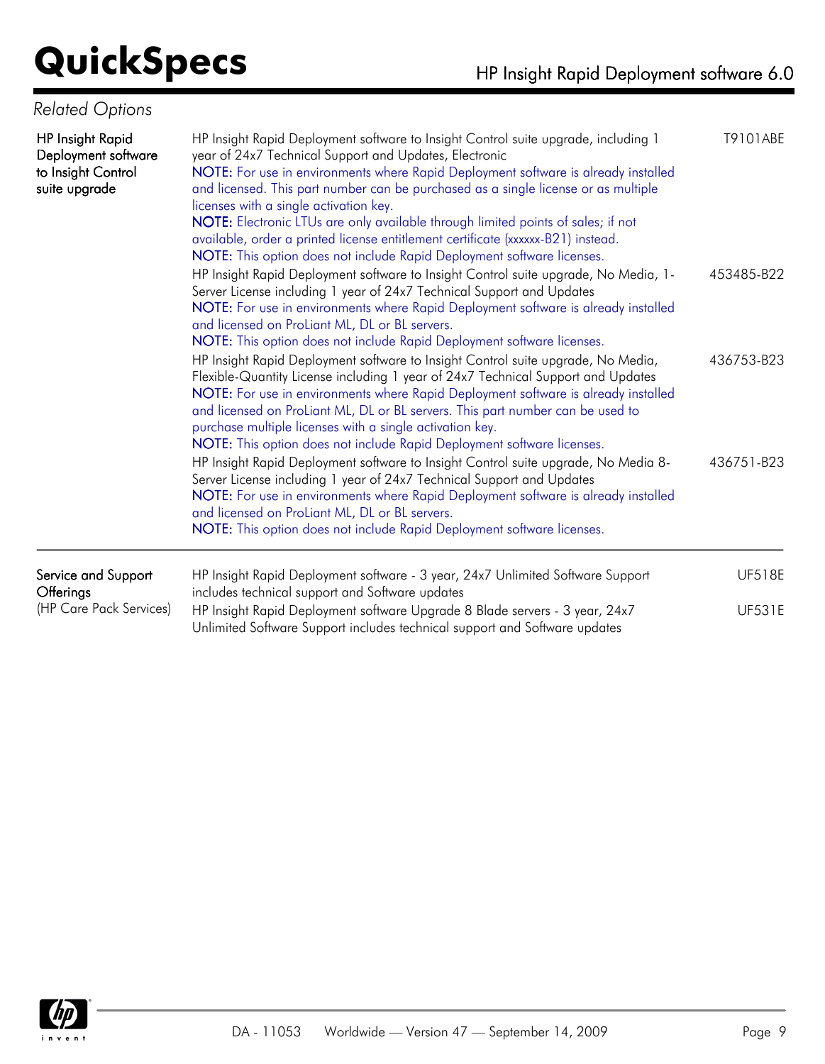## Related Options

| | | |
|---|---|---|
| **HP Insight Rapid Deployment software to Insight Control suite upgrade** | HP Insight Rapid Deployment software to Insight Control suite upgrade, including 1 year of 24x7 Technical Support and Updates, Electronic<br>**NOTE:** For use in environments where Rapid Deployment software is already installed and licensed. This part number can be purchased as a single license or as multiple licenses with a single activation key.<br>**NOTE:** Electronic LTUs are only available through limited points of sales; if not available, order a printed license entitlement certificate (xxxxxx-B21) instead.<br>**NOTE:** This option does not include Rapid Deployment software licenses. | T9101ABE |
| | HP Insight Rapid Deployment software to Insight Control suite upgrade, No Media, 1-Server License including 1 year of 24x7 Technical Support and Updates<br>**NOTE:** For use in environments where Rapid Deployment software is already installed and licensed on ProLiant ML, DL or BL servers.<br>**NOTE:** This option does not include Rapid Deployment software licenses. | 453485-B22 |
| | HP Insight Rapid Deployment software to Insight Control suite upgrade, No Media, Flexible-Quantity License including 1 year of 24x7 Technical Support and Updates<br>**NOTE:** For use in environments where Rapid Deployment software is already installed and licensed on ProLiant ML, DL or BL servers. This part number can be used to purchase multiple licenses with a single activation key.<br>**NOTE:** This option does not include Rapid Deployment software licenses. | 436753-B23 |
| | HP Insight Rapid Deployment software to Insight Control suite upgrade, No Media 8-Server License including 1 year of 24x7 Technical Support and Updates<br>**NOTE:** For use in environments where Rapid Deployment software is already installed and licensed on ProLiant ML, DL or BL servers.<br>**NOTE:** This option does not include Rapid Deployment software licenses. | 436751-B23 |
| **Service and Support Offerings** (HP Care Pack Services) | HP Insight Rapid Deployment software - 3 year, 24x7 Unlimited Software Support includes technical support and Software updates | UF518E |
| | HP Insight Rapid Deployment software Upgrade 8 Blade servers - 3 year, 24x7 Unlimited Software Support includes technical support and Software updates | UF531E |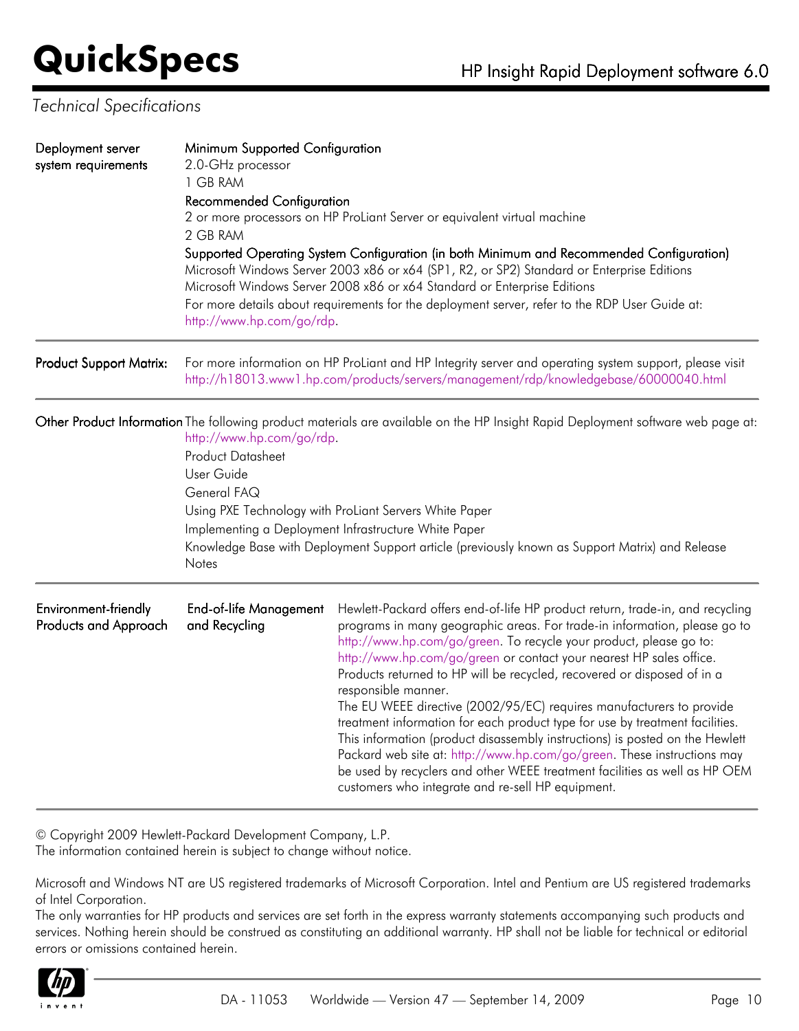## Technical Specifications

| | | |
|---|---|---|
| **Deployment server system requirements** | **Minimum Supported Configuration**<br>2.0-GHz processor<br>1 GB RAM<br>**Recommended Configuration**<br>2 or more processors on HP ProLiant Server or equivalent virtual machine<br>2 GB RAM<br>**Supported Operating System Configuration (in both Minimum and Recommended Configuration)**<br>Microsoft Windows Server 2003 x86 or x64 (SP1, R2, or SP2) Standard or Enterprise Editions<br>Microsoft Windows Server 2008 x86 or x64 Standard or Enterprise Editions<br>For more details about requirements for the deployment server, refer to the RDP User Guide at: http://www.hp.com/go/rdp. | |
| **Product Support Matrix:** | For more information on HP ProLiant and HP Integrity server and operating system support, please visit http://h18013.www1.hp.com/products/servers/management/rdp/knowledgebase/60000040.html | |
| **Other Product Information** | The following product materials are available on the HP Insight Rapid Deployment software web page at: http://www.hp.com/go/rdp.<br>Product Datasheet<br>User Guide<br>General FAQ<br>Using PXE Technology with ProLiant Servers White Paper<br>Implementing a Deployment Infrastructure White Paper<br>Knowledge Base with Deployment Support article (previously known as Support Matrix) and Release Notes | |
| **Environment-friendly Products and Approach** | **End-of-life Management and Recycling** | Hewlett-Packard offers end-of-life HP product return, trade-in, and recycling programs in many geographic areas. For trade-in information, please go to http://www.hp.com/go/green. To recycle your product, please go to: http://www.hp.com/go/green or contact your nearest HP sales office. Products returned to HP will be recycled, recovered or disposed of in a responsible manner.<br>The EU WEEE directive (2002/95/EC) requires manufacturers to provide treatment information for each product type for use by treatment facilities. This information (product disassembly instructions) is posted on the Hewlett Packard web site at: http://www.hp.com/go/green. These instructions may be used by recyclers and other WEEE treatment facilities as well as HP OEM customers who integrate and re-sell HP equipment. |

© Copyright 2009 Hewlett-Packard Development Company, L.P.
The information contained herein is subject to change without notice.

Microsoft and Windows NT are US registered trademarks of Microsoft Corporation. Intel and Pentium are US registered trademarks of Intel Corporation.
The only warranties for HP products and services are set forth in the express warranty statements accompanying such products and services. Nothing herein should be construed as constituting an additional warranty. HP shall not be liable for technical or editorial errors or omissions contained herein.

DA - 11053 Worldwide — Version 47 — September 14, 2009